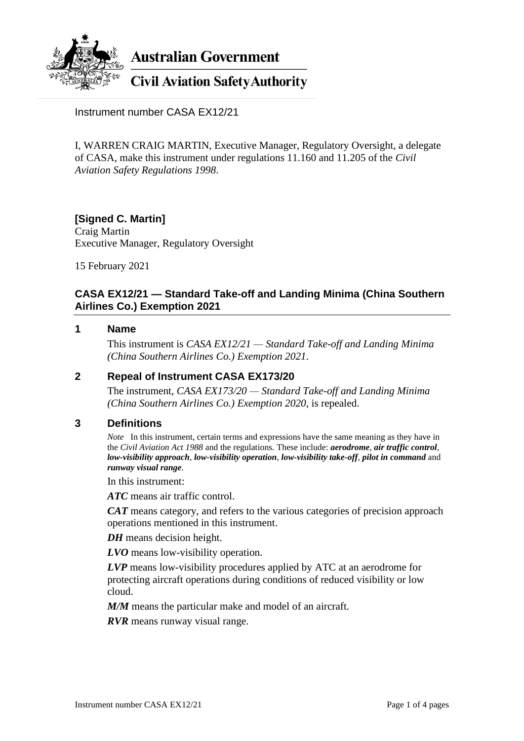**Australian Government**

**Civil Aviation Safety Authority**

Instrument number CASA EX12/21

I, WARREN CRAIG MARTIN, Executive Manager, Regulatory Oversight, a delegate of CASA, make this instrument under regulations 11.160 and 11.205 of the *Civil Aviation Safety Regulations 1998*.

**[Signed C. Martin]**
Craig Martin
Executive Manager, Regulatory Oversight

15 February 2021

## CASA EX12/21 — Standard Take-off and Landing Minima (China Southern Airlines Co.) Exemption 2021

### 1 Name

This instrument is *CASA EX12/21 — Standard Take-off and Landing Minima (China Southern Airlines Co.) Exemption 2021*.

### 2 Repeal of Instrument CASA EX173/20

The instrument, *CASA EX173/20 — Standard Take-off and Landing Minima (China Southern Airlines Co.) Exemption 2020*, is repealed.

### 3 Definitions

*Note* In this instrument, certain terms and expressions have the same meaning as they have in the *Civil Aviation Act 1988* and the regulations. These include: ***aerodrome***, ***air traffic control***, ***low-visibility approach***, ***low-visibility operation***, ***low-visibility take-off***, ***pilot in command*** and ***runway visual range***.

In this instrument:

***ATC*** means air traffic control.

***CAT*** means category, and refers to the various categories of precision approach operations mentioned in this instrument.

***DH*** means decision height.

***LVO*** means low-visibility operation.

***LVP*** means low-visibility procedures applied by ATC at an aerodrome for protecting aircraft operations during conditions of reduced visibility or low cloud.

***M/M*** means the particular make and model of an aircraft.

***RVR*** means runway visual range.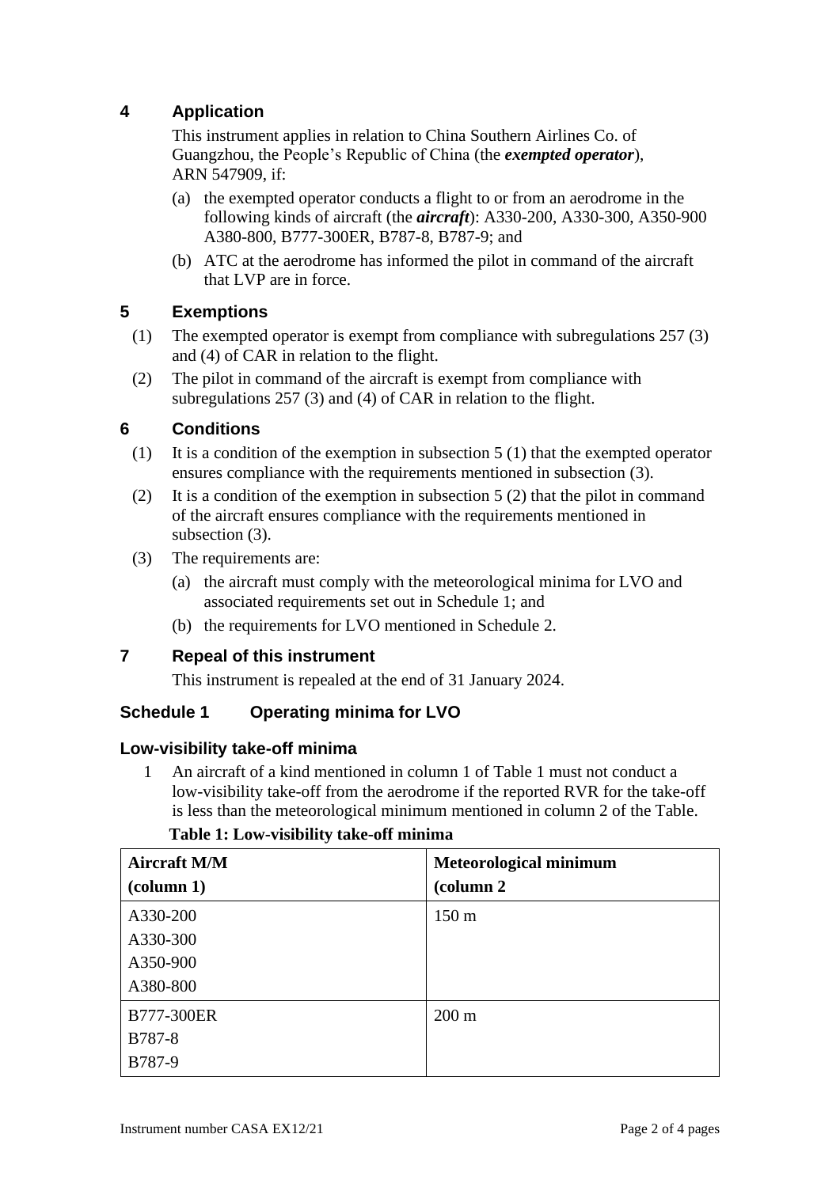## 4 Application

This instrument applies in relation to China Southern Airlines Co. of Guangzhou, the People's Republic of China (the ***exempted operator***), ARN 547909, if:

(a) the exempted operator conducts a flight to or from an aerodrome in the following kinds of aircraft (the ***aircraft***): A330-200, A330-300, A350-900 A380-800, B777-300ER, B787-8, B787-9; and

(b) ATC at the aerodrome has informed the pilot in command of the aircraft that LVP are in force.

## 5 Exemptions

(1) The exempted operator is exempt from compliance with subregulations 257 (3) and (4) of CAR in relation to the flight.

(2) The pilot in command of the aircraft is exempt from compliance with subregulations 257 (3) and (4) of CAR in relation to the flight.

## 6 Conditions

(1) It is a condition of the exemption in subsection 5 (1) that the exempted operator ensures compliance with the requirements mentioned in subsection (3).

(2) It is a condition of the exemption in subsection 5 (2) that the pilot in command of the aircraft ensures compliance with the requirements mentioned in subsection (3).

(3) The requirements are:

(a) the aircraft must comply with the meteorological minima for LVO and associated requirements set out in Schedule 1; and

(b) the requirements for LVO mentioned in Schedule 2.

## 7 Repeal of this instrument

This instrument is repealed at the end of 31 January 2024.

## Schedule 1 Operating minima for LVO

### Low-visibility take-off minima

1 An aircraft of a kind mentioned in column 1 of Table 1 must not conduct a low-visibility take-off from the aerodrome if the reported RVR for the take-off is less than the meteorological minimum mentioned in column 2 of the Table.

**Table 1: Low-visibility take-off minima**

| Aircraft M/M (column 1) | Meteorological minimum (column 2 |
|---|---|
| A330-200<br>A330-300<br>A350-900<br>A380-800 | 150 m |
| B777-300ER<br>B787-8<br>B787-9 | 200 m |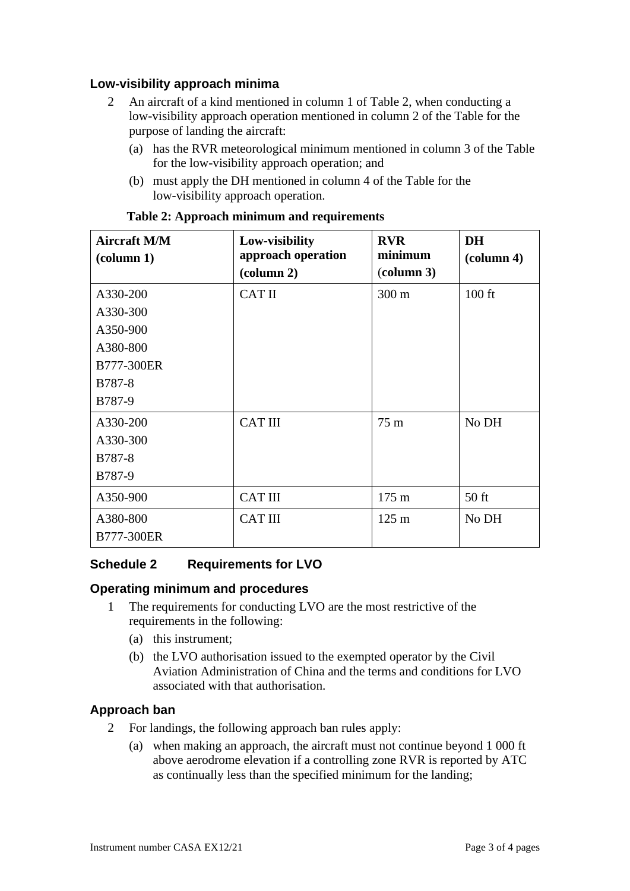### Low-visibility approach minima

2 An aircraft of a kind mentioned in column 1 of Table 2, when conducting a low-visibility approach operation mentioned in column 2 of the Table for the purpose of landing the aircraft:

(a) has the RVR meteorological minimum mentioned in column 3 of the Table for the low-visibility approach operation; and

(b) must apply the DH mentioned in column 4 of the Table for the low-visibility approach operation.

**Table 2: Approach minimum and requirements**

| **Aircraft M/M (column 1)** | **Low-visibility approach operation (column 2)** | **RVR minimum (column 3)** | **DH (column 4)** |
|---|---|---|---|
| A330-200<br>A330-300<br>A350-900<br>A380-800<br>B777-300ER<br>B787-8<br>B787-9 | CAT II | 300 m | 100 ft |
| A330-200<br>A330-300<br>B787-8<br>B787-9 | CAT III | 75 m | No DH |
| A350-900 | CAT III | 175 m | 50 ft |
| A380-800<br>B777-300ER | CAT III | 125 m | No DH |

## Schedule 2 Requirements for LVO

### Operating minimum and procedures

1 The requirements for conducting LVO are the most restrictive of the requirements in the following:

(a) this instrument;

(b) the LVO authorisation issued to the exempted operator by the Civil Aviation Administration of China and the terms and conditions for LVO associated with that authorisation.

### Approach ban

2 For landings, the following approach ban rules apply:

(a) when making an approach, the aircraft must not continue beyond 1 000 ft above aerodrome elevation if a controlling zone RVR is reported by ATC as continually less than the specified minimum for the landing;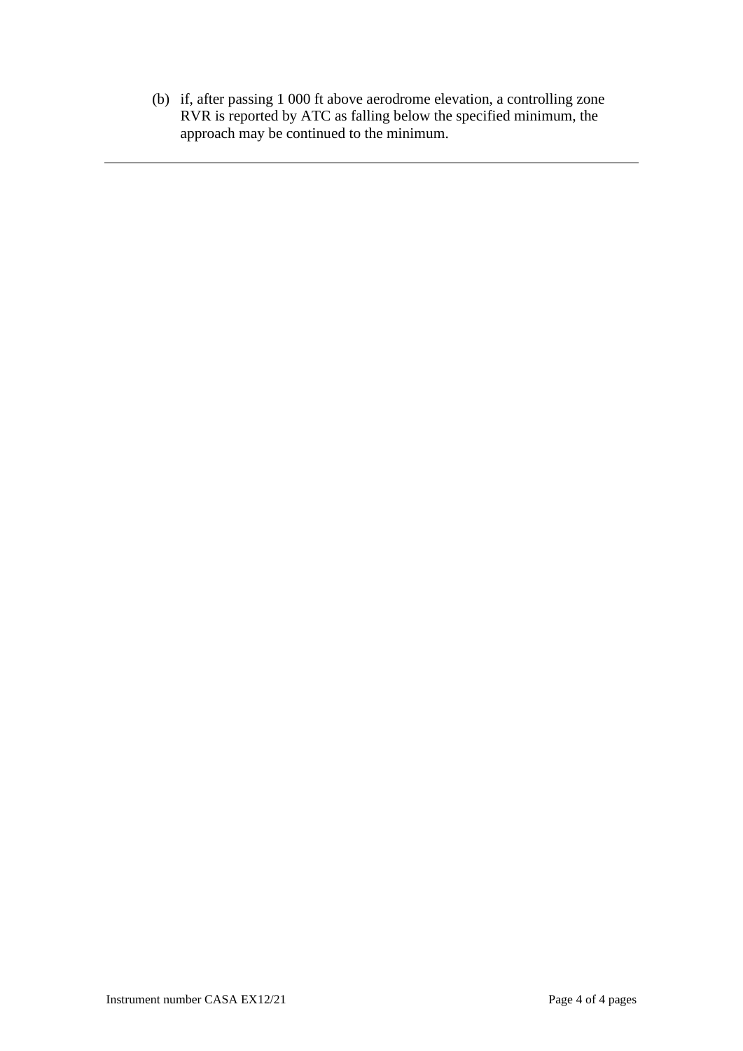(b) if, after passing 1 000 ft above aerodrome elevation, a controlling zone RVR is reported by ATC as falling below the specified minimum, the approach may be continued to the minimum.

---